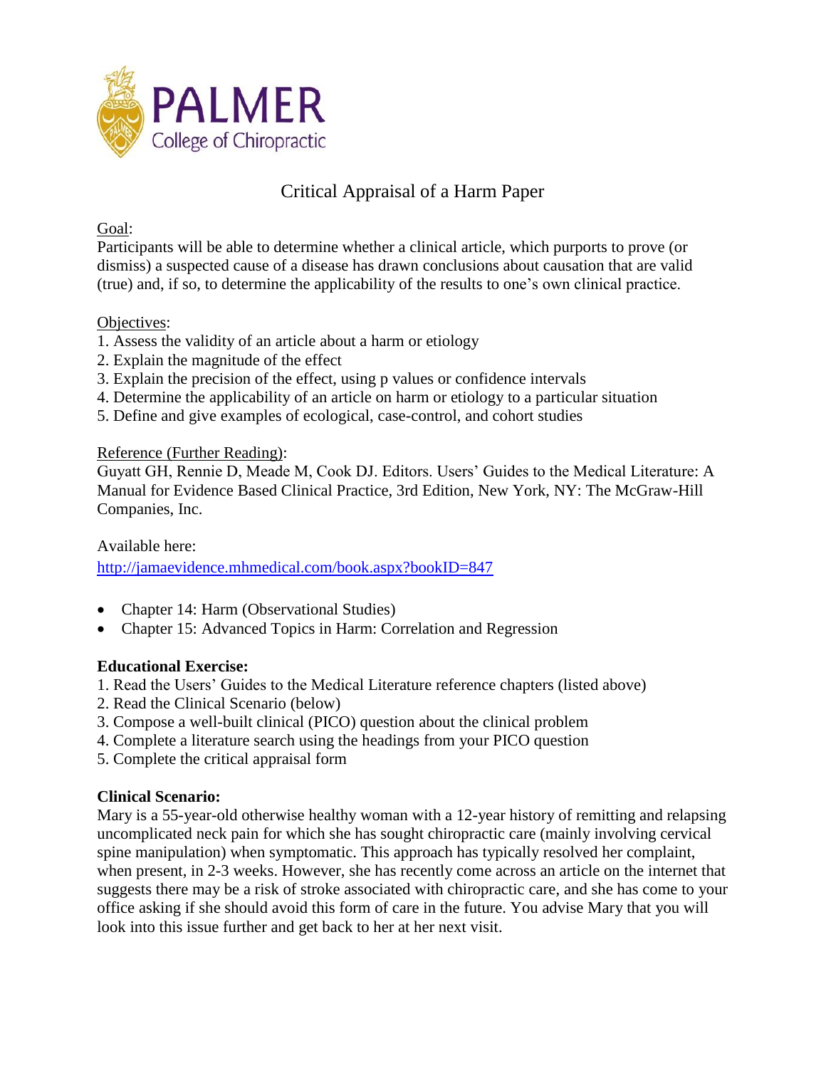PALMER
College of Chiropractic

# Critical Appraisal of a Harm Paper

Goal:
Participants will be able to determine whether a clinical article, which purports to prove (or dismiss) a suspected cause of a disease has drawn conclusions about causation that are valid (true) and, if so, to determine the applicability of the results to one's own clinical practice.

Objectives:
1. Assess the validity of an article about a harm or etiology
2. Explain the magnitude of the effect
3. Explain the precision of the effect, using p values or confidence intervals
4. Determine the applicability of an article on harm or etiology to a particular situation
5. Define and give examples of ecological, case-control, and cohort studies

Reference (Further Reading):
Guyatt GH, Rennie D, Meade M, Cook DJ. Editors. Users' Guides to the Medical Literature: A Manual for Evidence Based Clinical Practice, 3rd Edition, New York, NY: The McGraw-Hill Companies, Inc.

Available here:
http://jamaevidence.mhmedical.com/book.aspx?bookID=847

- Chapter 14: Harm (Observational Studies)
- Chapter 15: Advanced Topics in Harm: Correlation and Regression

**Educational Exercise:**
1. Read the Users' Guides to the Medical Literature reference chapters (listed above)
2. Read the Clinical Scenario (below)
3. Compose a well-built clinical (PICO) question about the clinical problem
4. Complete a literature search using the headings from your PICO question
5. Complete the critical appraisal form

**Clinical Scenario:**
Mary is a 55-year-old otherwise healthy woman with a 12-year history of remitting and relapsing uncomplicated neck pain for which she has sought chiropractic care (mainly involving cervical spine manipulation) when symptomatic. This approach has typically resolved her complaint, when present, in 2-3 weeks. However, she has recently come across an article on the internet that suggests there may be a risk of stroke associated with chiropractic care, and she has come to your office asking if she should avoid this form of care in the future. You advise Mary that you will look into this issue further and get back to her at her next visit.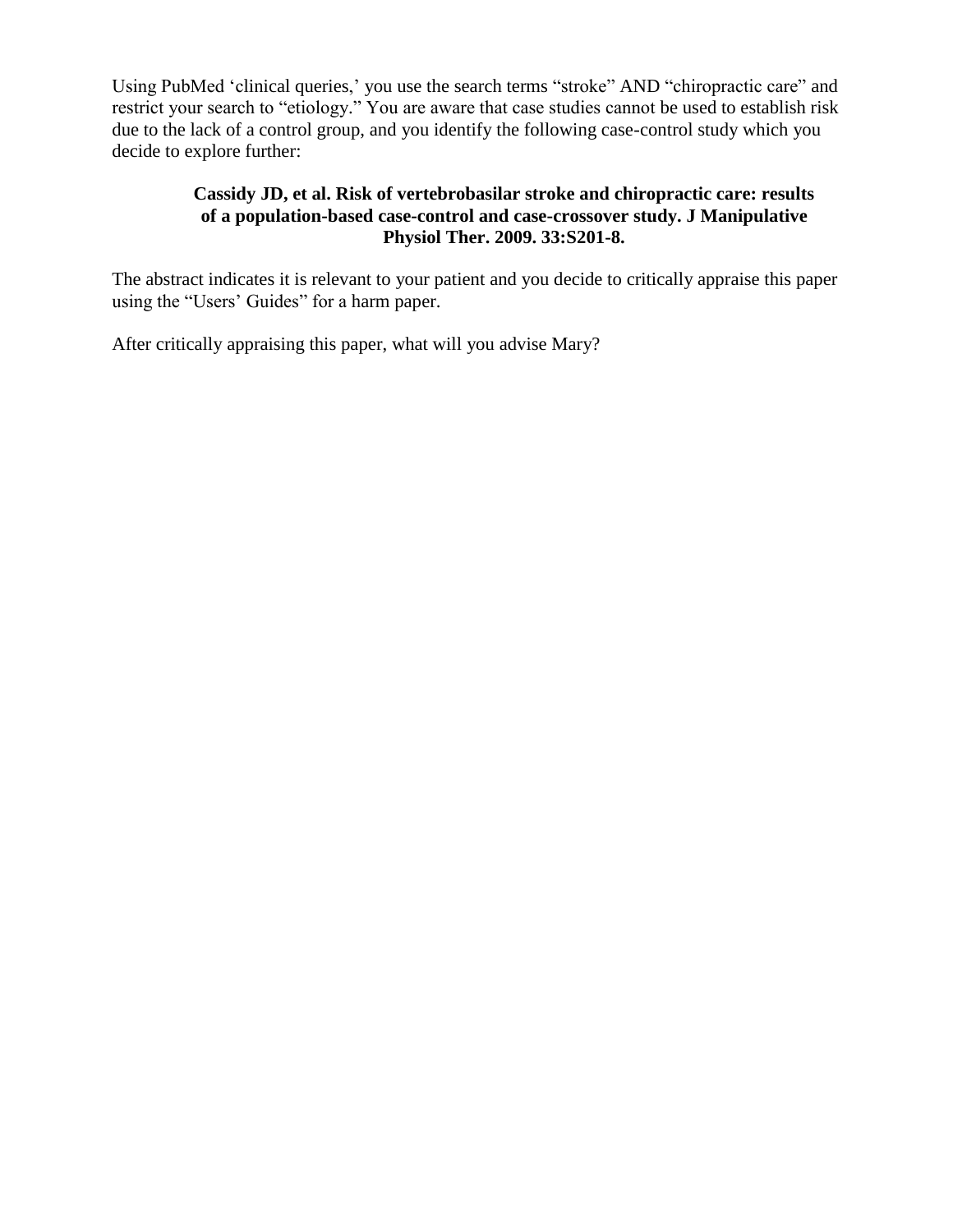Using PubMed ‘clinical queries,’ you use the search terms “stroke” AND “chiropractic care” and restrict your search to “etiology.” You are aware that case studies cannot be used to establish risk due to the lack of a control group, and you identify the following case-control study which you decide to explore further:

> **Cassidy JD, et al. Risk of vertebrobasilar stroke and chiropractic care: results of a population-based case-control and case-crossover study. J Manipulative Physiol Ther. 2009. 33:S201-8.**

The abstract indicates it is relevant to your patient and you decide to critically appraise this paper using the “Users’ Guides” for a harm paper.

After critically appraising this paper, what will you advise Mary?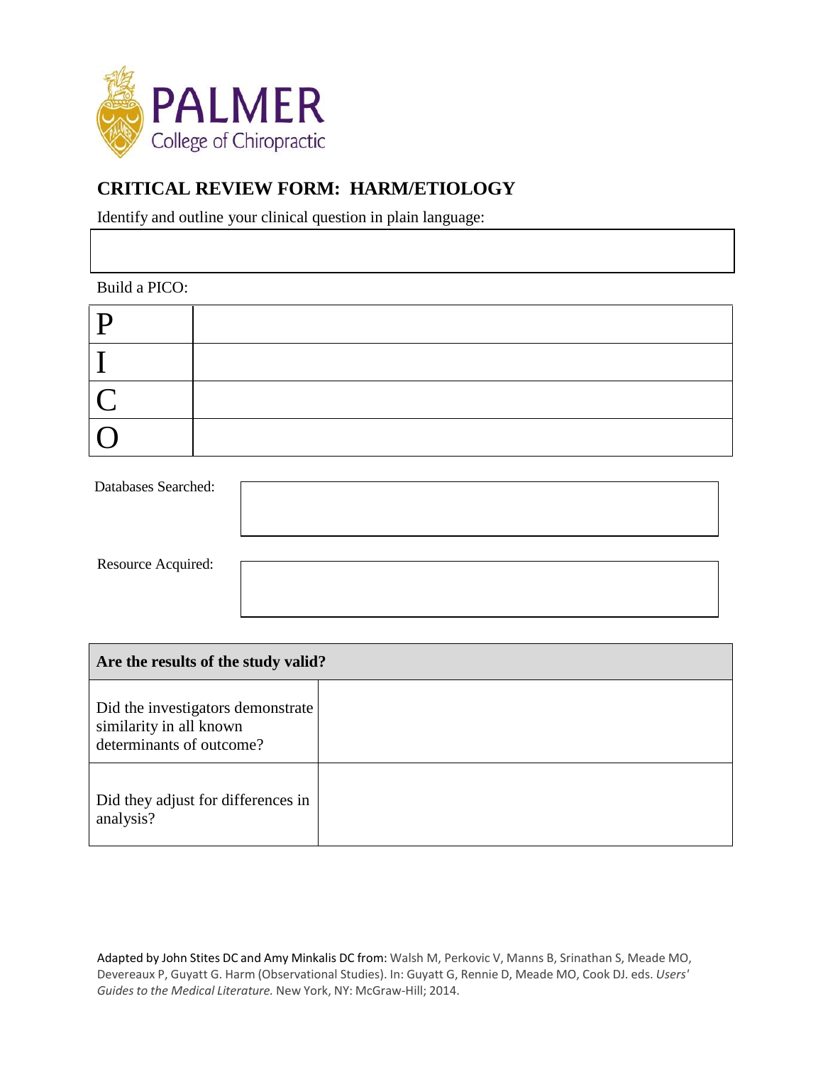PALMER
College of Chiropractic

## CRITICAL REVIEW FORM: HARM/ETIOLOGY

Identify and outline your clinical question in plain language:

| |
|---|
| |

Build a PICO:

| | |
|---|---|
| P | |
| I | |
| C | |
| O | |

| | |
|---|---|
| Databases Searched: | |
| Resource Acquired: | |

| **Are the results of the study valid?** | |
|---|---|
| Did the investigators demonstrate similarity in all known determinants of outcome? | |
| Did they adjust for differences in analysis? | |

Adapted by John Stites DC and Amy Minkalis DC from: Walsh M, Perkovic V, Manns B, Srinathan S, Meade MO, Devereaux P, Guyatt G. Harm (Observational Studies). In: Guyatt G, Rennie D, Meade MO, Cook DJ. eds. *Users' Guides to the Medical Literature.* New York, NY: McGraw-Hill; 2014.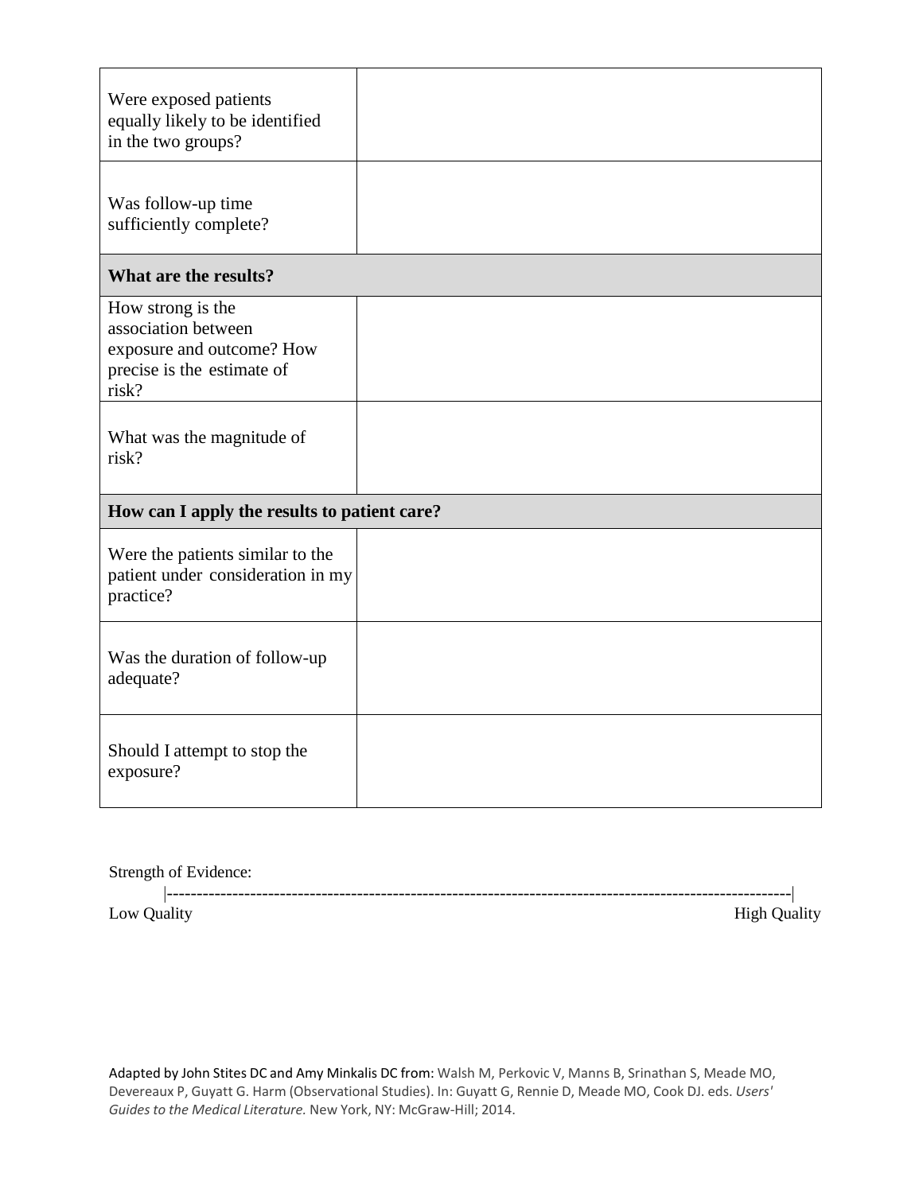| | |
|---|---|
| Were exposed patients equally likely to be identified in the two groups? | |
| Was follow-up time sufficiently complete? | |
| **What are the results?** | |
| How strong is the association between exposure and outcome? How precise is the estimate of risk? | |
| What was the magnitude of risk? | |
| **How can I apply the results to patient care?** | |
| Were the patients similar to the patient under consideration in my practice? | |
| Was the duration of follow-up adequate? | |
| Should I attempt to stop the exposure? | |

Strength of Evidence:

|-----------------------------------------------------------------------------------------------------------|

Low Quality High Quality

Adapted by John Stites DC and Amy Minkalis DC from: Walsh M, Perkovic V, Manns B, Srinathan S, Meade MO, Devereaux P, Guyatt G. Harm (Observational Studies). In: Guyatt G, Rennie D, Meade MO, Cook DJ. eds. *Users' Guides to the Medical Literature.* New York, NY: McGraw-Hill; 2014.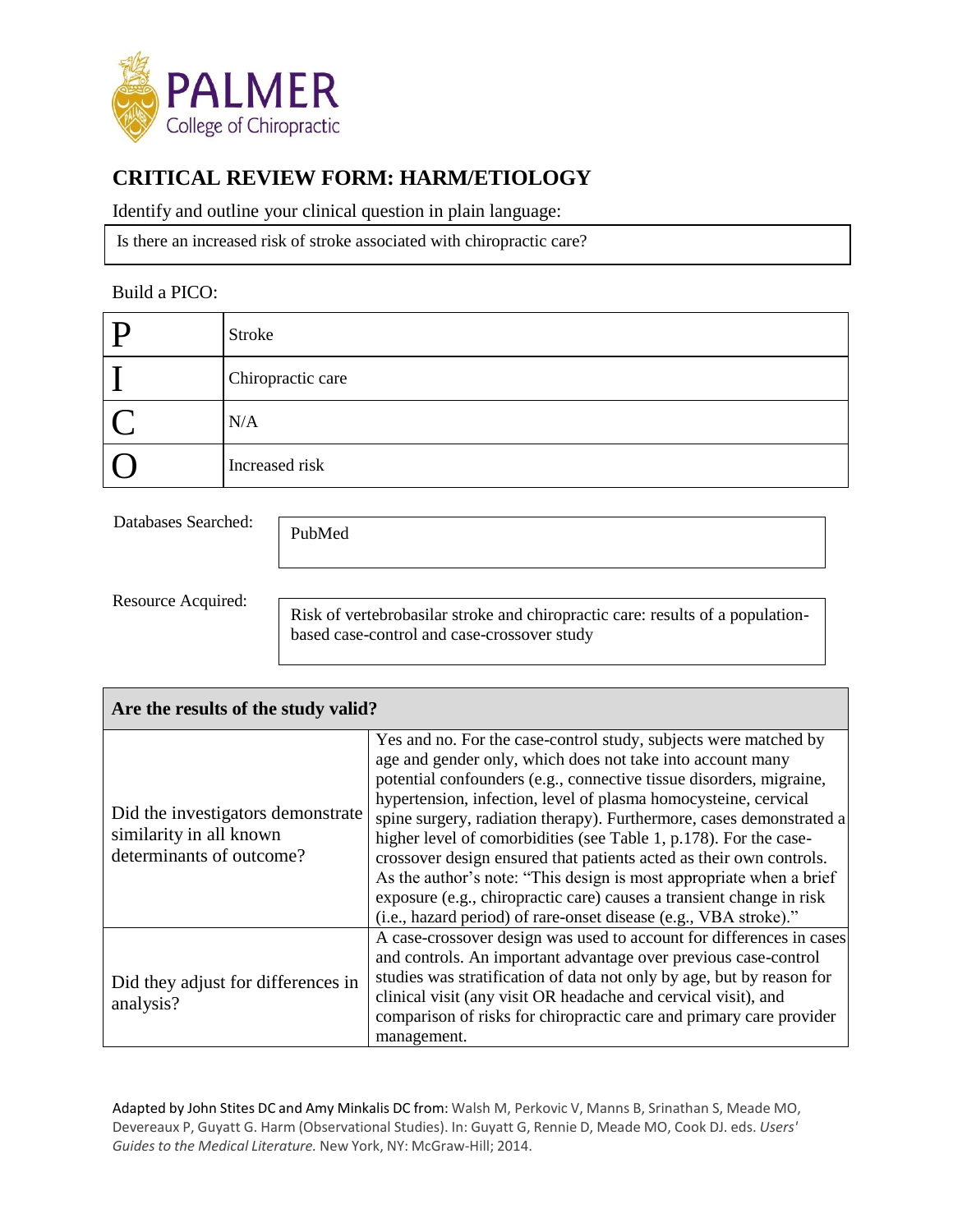PALMER College of Chiropractic

# CRITICAL REVIEW FORM: HARM/ETIOLOGY

Identify and outline your clinical question in plain language:

| Is there an increased risk of stroke associated with chiropractic care? |
|---|

Build a PICO:

| | |
|---|---|
| P | Stroke |
| I | Chiropractic care |
| C | N/A |
| O | Increased risk |

Databases Searched:

| PubMed |
|---|

Resource Acquired:

| Risk of vertebrobasilar stroke and chiropractic care: results of a population-based case-control and case-crossover study |
|---|

| Are the results of the study valid? | |
|---|---|
| Did the investigators demonstrate similarity in all known determinants of outcome? | Yes and no. For the case-control study, subjects were matched by age and gender only, which does not take into account many potential confounders (e.g., connective tissue disorders, migraine, hypertension, infection, level of plasma homocysteine, cervical spine surgery, radiation therapy). Furthermore, cases demonstrated a higher level of comorbidities (see Table 1, p.178). For the case-crossover design ensured that patients acted as their own controls. As the author's note: "This design is most appropriate when a brief exposure (e.g., chiropractic care) causes a transient change in risk (i.e., hazard period) of rare-onset disease (e.g., VBA stroke)." |
| Did they adjust for differences in analysis? | A case-crossover design was used to account for differences in cases and controls. An important advantage over previous case-control studies was stratification of data not only by age, but by reason for clinical visit (any visit OR headache and cervical visit), and comparison of risks for chiropractic care and primary care provider management. |

Adapted by John Stites DC and Amy Minkalis DC from: Walsh M, Perkovic V, Manns B, Srinathan S, Meade MO, Devereaux P, Guyatt G. Harm (Observational Studies). In: Guyatt G, Rennie D, Meade MO, Cook DJ. eds. *Users' Guides to the Medical Literature.* New York, NY: McGraw-Hill; 2014.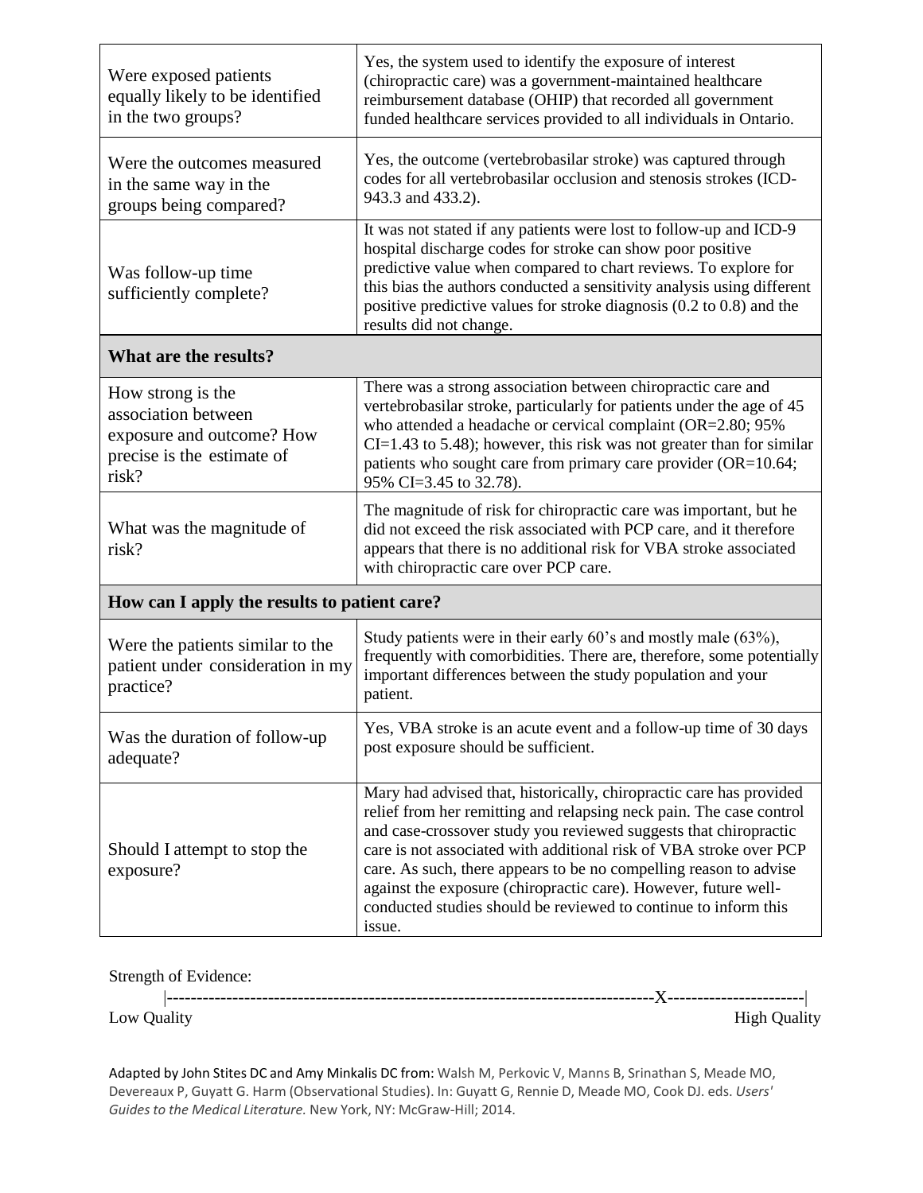| | |
|---|---|
| Were exposed patients equally likely to be identified in the two groups? | Yes, the system used to identify the exposure of interest (chiropractic care) was a government-maintained healthcare reimbursement database (OHIP) that recorded all government funded healthcare services provided to all individuals in Ontario. |
| Were the outcomes measured in the same way in the groups being compared? | Yes, the outcome (vertebrobasilar stroke) was captured through codes for all vertebrobasilar occlusion and stenosis strokes (ICD-943.3 and 433.2). |
| Was follow-up time sufficiently complete? | It was not stated if any patients were lost to follow-up and ICD-9 hospital discharge codes for stroke can show poor positive predictive value when compared to chart reviews. To explore for this bias the authors conducted a sensitivity analysis using different positive predictive values for stroke diagnosis (0.2 to 0.8) and the results did not change. |
| **What are the results?** | |
| How strong is the association between exposure and outcome? How precise is the estimate of risk? | There was a strong association between chiropractic care and vertebrobasilar stroke, particularly for patients under the age of 45 who attended a headache or cervical complaint (OR=2.80; 95% CI=1.43 to 5.48); however, this risk was not greater than for similar patients who sought care from primary care provider (OR=10.64; 95% CI=3.45 to 32.78). |
| What was the magnitude of risk? | The magnitude of risk for chiropractic care was important, but he did not exceed the risk associated with PCP care, and it therefore appears that there is no additional risk for VBA stroke associated with chiropractic care over PCP care. |
| **How can I apply the results to patient care?** | |
| Were the patients similar to the patient under consideration in my practice? | Study patients were in their early 60's and mostly male (63%), frequently with comorbidities. There are, therefore, some potentially important differences between the study population and your patient. |
| Was the duration of follow-up adequate? | Yes, VBA stroke is an acute event and a follow-up time of 30 days post exposure should be sufficient. |
| Should I attempt to stop the exposure? | Mary had advised that, historically, chiropractic care has provided relief from her remitting and relapsing neck pain. The case control and case-crossover study you reviewed suggests that chiropractic care is not associated with additional risk of VBA stroke over PCP care. As such, there appears to be no compelling reason to advise against the exposure (chiropractic care). However, future well-conducted studies should be reviewed to continue to inform this issue. |

Strength of Evidence:

|--------------------------------------------------------------------------------X----------------------|

Low Quality High Quality

Adapted by John Stites DC and Amy Minkalis DC from: Walsh M, Perkovic V, Manns B, Srinathan S, Meade MO, Devereaux P, Guyatt G. Harm (Observational Studies). In: Guyatt G, Rennie D, Meade MO, Cook DJ. eds. *Users' Guides to the Medical Literature.* New York, NY: McGraw-Hill; 2014.